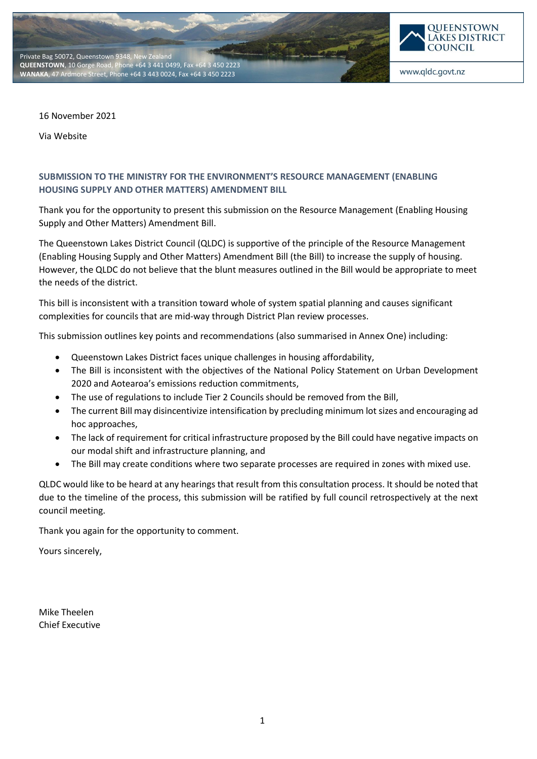Private Bag 50072, Queenstown 9348, New Zealand
**QUEENSTOWN**, 10 Gorge Road, Phone +64 3 441 0499, Fax +64 3 450 2223
**WANAKA**, 47 Ardmore Street, Phone +64 3 443 0024, Fax +64 3 450 2223

QUEENSTOWN LAKES DISTRICT COUNCIL

www.qldc.govt.nz

16 November 2021

Via Website

**SUBMISSION TO THE MINISTRY FOR THE ENVIRONMENT'S RESOURCE MANAGEMENT (ENABLING HOUSING SUPPLY AND OTHER MATTERS) AMENDMENT BILL**

Thank you for the opportunity to present this submission on the Resource Management (Enabling Housing Supply and Other Matters) Amendment Bill.

The Queenstown Lakes District Council (QLDC) is supportive of the principle of the Resource Management (Enabling Housing Supply and Other Matters) Amendment Bill (the Bill) to increase the supply of housing. However, the QLDC do not believe that the blunt measures outlined in the Bill would be appropriate to meet the needs of the district.

This bill is inconsistent with a transition toward whole of system spatial planning and causes significant complexities for councils that are mid-way through District Plan review processes.

This submission outlines key points and recommendations (also summarised in Annex One) including:

- Queenstown Lakes District faces unique challenges in housing affordability,
- The Bill is inconsistent with the objectives of the National Policy Statement on Urban Development 2020 and Aotearoa's emissions reduction commitments,
- The use of regulations to include Tier 2 Councils should be removed from the Bill,
- The current Bill may disincentivize intensification by precluding minimum lot sizes and encouraging ad hoc approaches,
- The lack of requirement for critical infrastructure proposed by the Bill could have negative impacts on our modal shift and infrastructure planning, and
- The Bill may create conditions where two separate processes are required in zones with mixed use.

QLDC would like to be heard at any hearings that result from this consultation process. It should be noted that due to the timeline of the process, this submission will be ratified by full council retrospectively at the next council meeting.

Thank you again for the opportunity to comment.

Yours sincerely,

Mike Theelen
Chief Executive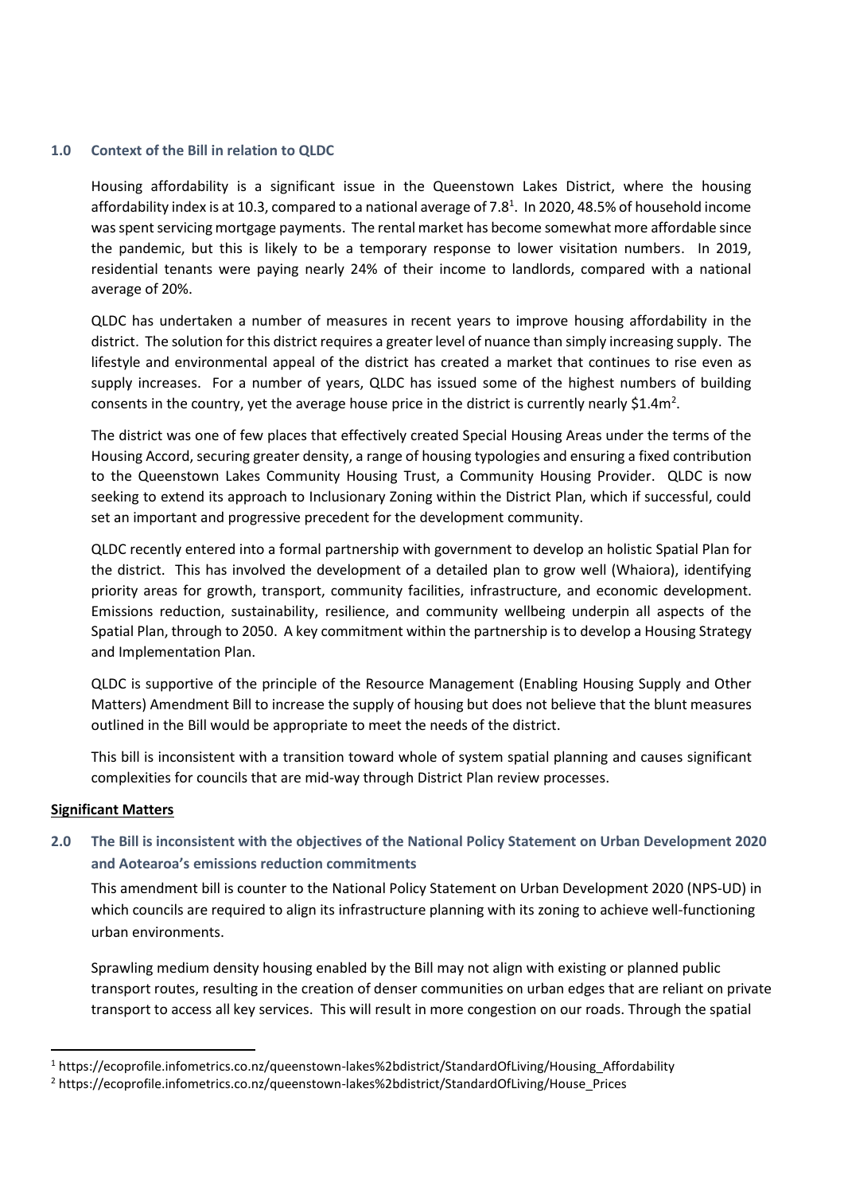## 1.0 Context of the Bill in relation to QLDC

Housing affordability is a significant issue in the Queenstown Lakes District, where the housing affordability index is at 10.3, compared to a national average of 7.8[1]. In 2020, 48.5% of household income was spent servicing mortgage payments. The rental market has become somewhat more affordable since the pandemic, but this is likely to be a temporary response to lower visitation numbers. In 2019, residential tenants were paying nearly 24% of their income to landlords, compared with a national average of 20%.

QLDC has undertaken a number of measures in recent years to improve housing affordability in the district. The solution for this district requires a greater level of nuance than simply increasing supply. The lifestyle and environmental appeal of the district has created a market that continues to rise even as supply increases. For a number of years, QLDC has issued some of the highest numbers of building consents in the country, yet the average house price in the district is currently nearly \$1.4m[2].

The district was one of few places that effectively created Special Housing Areas under the terms of the Housing Accord, securing greater density, a range of housing typologies and ensuring a fixed contribution to the Queenstown Lakes Community Housing Trust, a Community Housing Provider. QLDC is now seeking to extend its approach to Inclusionary Zoning within the District Plan, which if successful, could set an important and progressive precedent for the development community.

QLDC recently entered into a formal partnership with government to develop an holistic Spatial Plan for the district. This has involved the development of a detailed plan to grow well (Whaiora), identifying priority areas for growth, transport, community facilities, infrastructure, and economic development. Emissions reduction, sustainability, resilience, and community wellbeing underpin all aspects of the Spatial Plan, through to 2050. A key commitment within the partnership is to develop a Housing Strategy and Implementation Plan.

QLDC is supportive of the principle of the Resource Management (Enabling Housing Supply and Other Matters) Amendment Bill to increase the supply of housing but does not believe that the blunt measures outlined in the Bill would be appropriate to meet the needs of the district.

This bill is inconsistent with a transition toward whole of system spatial planning and causes significant complexities for councils that are mid-way through District Plan review processes.

**Significant Matters**

## 2.0 The Bill is inconsistent with the objectives of the National Policy Statement on Urban Development 2020 and Aotearoa's emissions reduction commitments

This amendment bill is counter to the National Policy Statement on Urban Development 2020 (NPS-UD) in which councils are required to align its infrastructure planning with its zoning to achieve well-functioning urban environments.

Sprawling medium density housing enabled by the Bill may not align with existing or planned public transport routes, resulting in the creation of denser communities on urban edges that are reliant on private transport to access all key services. This will result in more congestion on our roads. Through the spatial

---

[1] https://ecoprofile.infometrics.co.nz/queenstown-lakes%2bdistrict/StandardOfLiving/Housing_Affordability

[2] https://ecoprofile.infometrics.co.nz/queenstown-lakes%2bdistrict/StandardOfLiving/House_Prices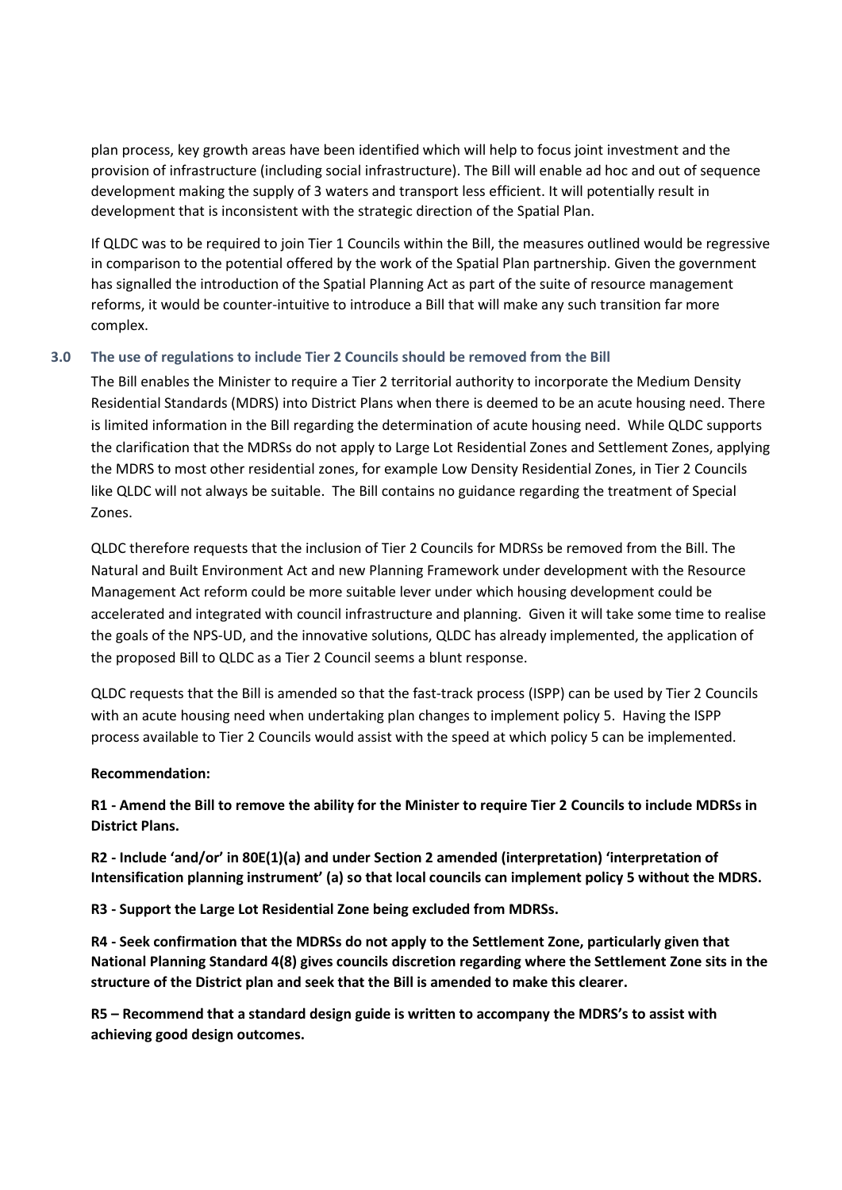plan process, key growth areas have been identified which will help to focus joint investment and the provision of infrastructure (including social infrastructure). The Bill will enable ad hoc and out of sequence development making the supply of 3 waters and transport less efficient. It will potentially result in development that is inconsistent with the strategic direction of the Spatial Plan.

If QLDC was to be required to join Tier 1 Councils within the Bill, the measures outlined would be regressive in comparison to the potential offered by the work of the Spatial Plan partnership. Given the government has signalled the introduction of the Spatial Planning Act as part of the suite of resource management reforms, it would be counter-intuitive to introduce a Bill that will make any such transition far more complex.

### 3.0 The use of regulations to include Tier 2 Councils should be removed from the Bill

The Bill enables the Minister to require a Tier 2 territorial authority to incorporate the Medium Density Residential Standards (MDRS) into District Plans when there is deemed to be an acute housing need. There is limited information in the Bill regarding the determination of acute housing need. While QLDC supports the clarification that the MDRSs do not apply to Large Lot Residential Zones and Settlement Zones, applying the MDRS to most other residential zones, for example Low Density Residential Zones, in Tier 2 Councils like QLDC will not always be suitable. The Bill contains no guidance regarding the treatment of Special Zones.

QLDC therefore requests that the inclusion of Tier 2 Councils for MDRSs be removed from the Bill. The Natural and Built Environment Act and new Planning Framework under development with the Resource Management Act reform could be more suitable lever under which housing development could be accelerated and integrated with council infrastructure and planning. Given it will take some time to realise the goals of the NPS-UD, and the innovative solutions, QLDC has already implemented, the application of the proposed Bill to QLDC as a Tier 2 Council seems a blunt response.

QLDC requests that the Bill is amended so that the fast-track process (ISPP) can be used by Tier 2 Councils with an acute housing need when undertaking plan changes to implement policy 5. Having the ISPP process available to Tier 2 Councils would assist with the speed at which policy 5 can be implemented.

**Recommendation:**

**R1 - Amend the Bill to remove the ability for the Minister to require Tier 2 Councils to include MDRSs in District Plans.**

**R2 - Include 'and/or' in 80E(1)(a) and under Section 2 amended (interpretation) 'interpretation of Intensification planning instrument' (a) so that local councils can implement policy 5 without the MDRS.**

**R3 - Support the Large Lot Residential Zone being excluded from MDRSs.**

**R4 - Seek confirmation that the MDRSs do not apply to the Settlement Zone, particularly given that National Planning Standard 4(8) gives councils discretion regarding where the Settlement Zone sits in the structure of the District plan and seek that the Bill is amended to make this clearer.**

**R5 – Recommend that a standard design guide is written to accompany the MDRS's to assist with achieving good design outcomes.**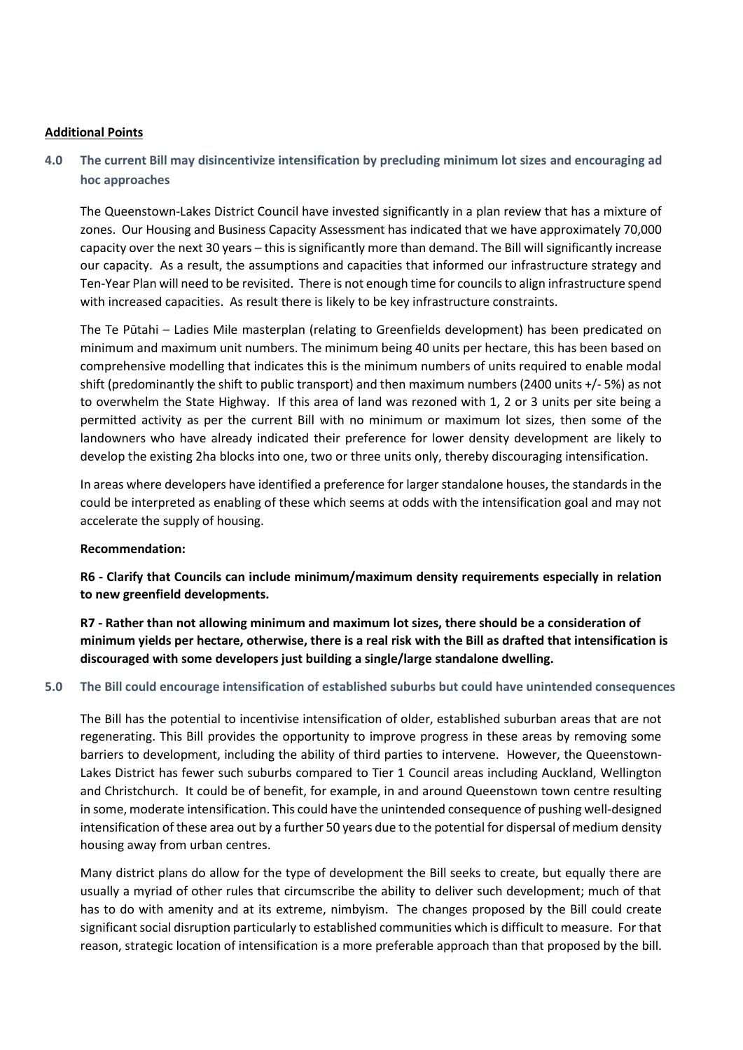**Additional Points**

## 4.0 The current Bill may disincentivize intensification by precluding minimum lot sizes and encouraging ad hoc approaches

The Queenstown-Lakes District Council have invested significantly in a plan review that has a mixture of zones. Our Housing and Business Capacity Assessment has indicated that we have approximately 70,000 capacity over the next 30 years – this is significantly more than demand. The Bill will significantly increase our capacity. As a result, the assumptions and capacities that informed our infrastructure strategy and Ten-Year Plan will need to be revisited. There is not enough time for councils to align infrastructure spend with increased capacities. As result there is likely to be key infrastructure constraints.

The Te Pūtahi – Ladies Mile masterplan (relating to Greenfields development) has been predicated on minimum and maximum unit numbers. The minimum being 40 units per hectare, this has been based on comprehensive modelling that indicates this is the minimum numbers of units required to enable modal shift (predominantly the shift to public transport) and then maximum numbers (2400 units +/- 5%) as not to overwhelm the State Highway. If this area of land was rezoned with 1, 2 or 3 units per site being a permitted activity as per the current Bill with no minimum or maximum lot sizes, then some of the landowners who have already indicated their preference for lower density development are likely to develop the existing 2ha blocks into one, two or three units only, thereby discouraging intensification.

In areas where developers have identified a preference for larger standalone houses, the standards in the could be interpreted as enabling of these which seems at odds with the intensification goal and may not accelerate the supply of housing.

**Recommendation:**

**R6 - Clarify that Councils can include minimum/maximum density requirements especially in relation to new greenfield developments.**

**R7 - Rather than not allowing minimum and maximum lot sizes, there should be a consideration of minimum yields per hectare, otherwise, there is a real risk with the Bill as drafted that intensification is discouraged with some developers just building a single/large standalone dwelling.**

## 5.0 The Bill could encourage intensification of established suburbs but could have unintended consequences

The Bill has the potential to incentivise intensification of older, established suburban areas that are not regenerating. This Bill provides the opportunity to improve progress in these areas by removing some barriers to development, including the ability of third parties to intervene. However, the Queenstown-Lakes District has fewer such suburbs compared to Tier 1 Council areas including Auckland, Wellington and Christchurch. It could be of benefit, for example, in and around Queenstown town centre resulting in some, moderate intensification. This could have the unintended consequence of pushing well-designed intensification of these area out by a further 50 years due to the potential for dispersal of medium density housing away from urban centres.

Many district plans do allow for the type of development the Bill seeks to create, but equally there are usually a myriad of other rules that circumscribe the ability to deliver such development; much of that has to do with amenity and at its extreme, nimbyism. The changes proposed by the Bill could create significant social disruption particularly to established communities which is difficult to measure. For that reason, strategic location of intensification is a more preferable approach than that proposed by the bill.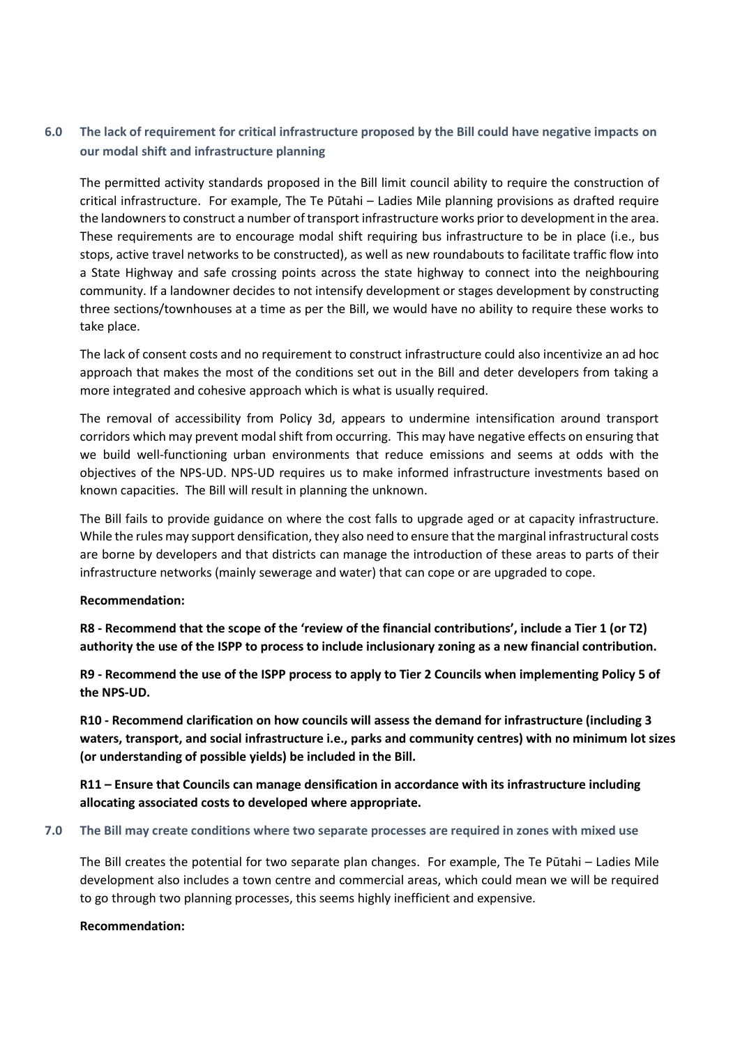## 6.0 The lack of requirement for critical infrastructure proposed by the Bill could have negative impacts on our modal shift and infrastructure planning

The permitted activity standards proposed in the Bill limit council ability to require the construction of critical infrastructure. For example, The Te Pūtahi – Ladies Mile planning provisions as drafted require the landowners to construct a number of transport infrastructure works prior to development in the area. These requirements are to encourage modal shift requiring bus infrastructure to be in place (i.e., bus stops, active travel networks to be constructed), as well as new roundabouts to facilitate traffic flow into a State Highway and safe crossing points across the state highway to connect into the neighbouring community. If a landowner decides to not intensify development or stages development by constructing three sections/townhouses at a time as per the Bill, we would have no ability to require these works to take place.

The lack of consent costs and no requirement to construct infrastructure could also incentivize an ad hoc approach that makes the most of the conditions set out in the Bill and deter developers from taking a more integrated and cohesive approach which is what is usually required.

The removal of accessibility from Policy 3d, appears to undermine intensification around transport corridors which may prevent modal shift from occurring. This may have negative effects on ensuring that we build well-functioning urban environments that reduce emissions and seems at odds with the objectives of the NPS-UD. NPS-UD requires us to make informed infrastructure investments based on known capacities. The Bill will result in planning the unknown.

The Bill fails to provide guidance on where the cost falls to upgrade aged or at capacity infrastructure. While the rules may support densification, they also need to ensure that the marginal infrastructural costs are borne by developers and that districts can manage the introduction of these areas to parts of their infrastructure networks (mainly sewerage and water) that can cope or are upgraded to cope.

**Recommendation:**

**R8 - Recommend that the scope of the 'review of the financial contributions', include a Tier 1 (or T2) authority the use of the ISPP to process to include inclusionary zoning as a new financial contribution.**

**R9 - Recommend the use of the ISPP process to apply to Tier 2 Councils when implementing Policy 5 of the NPS-UD.**

**R10 - Recommend clarification on how councils will assess the demand for infrastructure (including 3 waters, transport, and social infrastructure i.e., parks and community centres) with no minimum lot sizes (or understanding of possible yields) be included in the Bill.**

**R11 – Ensure that Councils can manage densification in accordance with its infrastructure including allocating associated costs to developed where appropriate.**

## 7.0 The Bill may create conditions where two separate processes are required in zones with mixed use

The Bill creates the potential for two separate plan changes. For example, The Te Pūtahi – Ladies Mile development also includes a town centre and commercial areas, which could mean we will be required to go through two planning processes, this seems highly inefficient and expensive.

**Recommendation:**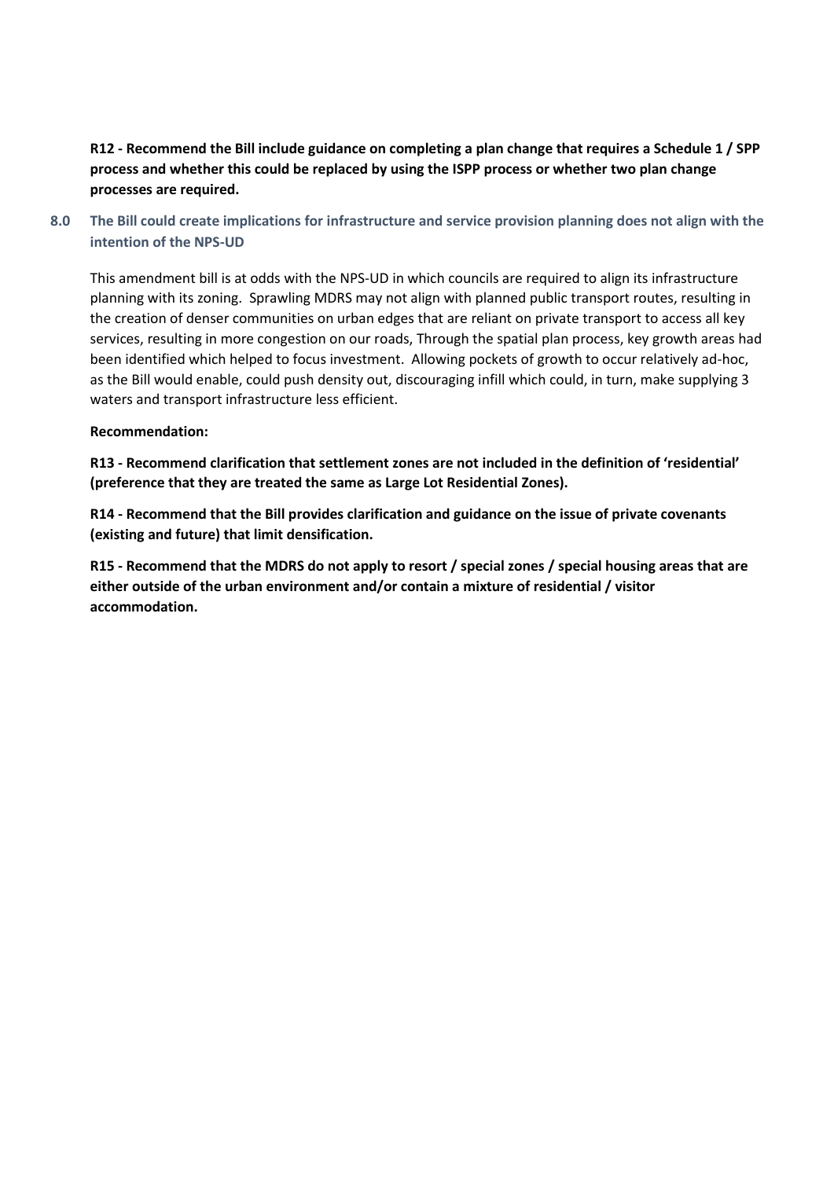**R12 - Recommend the Bill include guidance on completing a plan change that requires a Schedule 1 / SPP process and whether this could be replaced by using the ISPP process or whether two plan change processes are required.**

## 8.0 The Bill could create implications for infrastructure and service provision planning does not align with the intention of the NPS-UD

This amendment bill is at odds with the NPS-UD in which councils are required to align its infrastructure planning with its zoning. Sprawling MDRS may not align with planned public transport routes, resulting in the creation of denser communities on urban edges that are reliant on private transport to access all key services, resulting in more congestion on our roads, Through the spatial plan process, key growth areas had been identified which helped to focus investment. Allowing pockets of growth to occur relatively ad-hoc, as the Bill would enable, could push density out, discouraging infill which could, in turn, make supplying 3 waters and transport infrastructure less efficient.

**Recommendation:**

**R13 - Recommend clarification that settlement zones are not included in the definition of 'residential' (preference that they are treated the same as Large Lot Residential Zones).**

**R14 - Recommend that the Bill provides clarification and guidance on the issue of private covenants (existing and future) that limit densification.**

**R15 - Recommend that the MDRS do not apply to resort / special zones / special housing areas that are either outside of the urban environment and/or contain a mixture of residential / visitor accommodation.**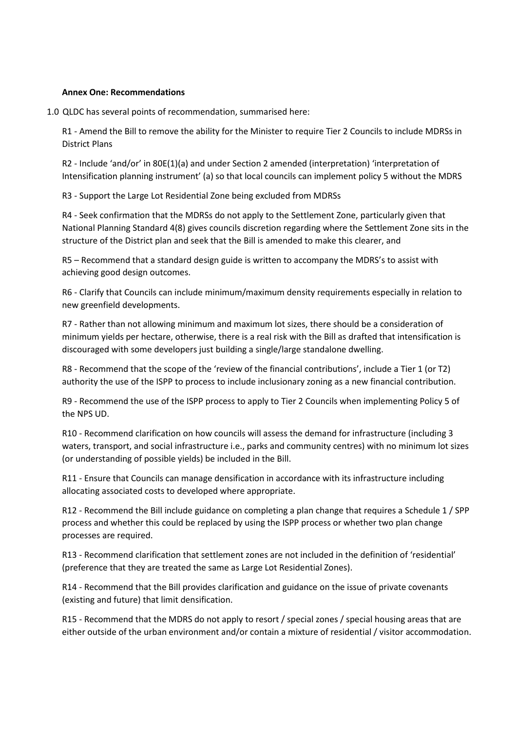**Annex One: Recommendations**

1.0 QLDC has several points of recommendation, summarised here:

R1 - Amend the Bill to remove the ability for the Minister to require Tier 2 Councils to include MDRSs in District Plans

R2 - Include 'and/or' in 80E(1)(a) and under Section 2 amended (interpretation) 'interpretation of Intensification planning instrument' (a) so that local councils can implement policy 5 without the MDRS

R3 - Support the Large Lot Residential Zone being excluded from MDRSs

R4 - Seek confirmation that the MDRSs do not apply to the Settlement Zone, particularly given that National Planning Standard 4(8) gives councils discretion regarding where the Settlement Zone sits in the structure of the District plan and seek that the Bill is amended to make this clearer, and

R5 – Recommend that a standard design guide is written to accompany the MDRS's to assist with achieving good design outcomes.

R6 - Clarify that Councils can include minimum/maximum density requirements especially in relation to new greenfield developments.

R7 - Rather than not allowing minimum and maximum lot sizes, there should be a consideration of minimum yields per hectare, otherwise, there is a real risk with the Bill as drafted that intensification is discouraged with some developers just building a single/large standalone dwelling.

R8 - Recommend that the scope of the 'review of the financial contributions', include a Tier 1 (or T2) authority the use of the ISPP to process to include inclusionary zoning as a new financial contribution.

R9 - Recommend the use of the ISPP process to apply to Tier 2 Councils when implementing Policy 5 of the NPS UD.

R10 - Recommend clarification on how councils will assess the demand for infrastructure (including 3 waters, transport, and social infrastructure i.e., parks and community centres) with no minimum lot sizes (or understanding of possible yields) be included in the Bill.

R11 - Ensure that Councils can manage densification in accordance with its infrastructure including allocating associated costs to developed where appropriate.

R12 - Recommend the Bill include guidance on completing a plan change that requires a Schedule 1 / SPP process and whether this could be replaced by using the ISPP process or whether two plan change processes are required.

R13 - Recommend clarification that settlement zones are not included in the definition of 'residential' (preference that they are treated the same as Large Lot Residential Zones).

R14 - Recommend that the Bill provides clarification and guidance on the issue of private covenants (existing and future) that limit densification.

R15 - Recommend that the MDRS do not apply to resort / special zones / special housing areas that are either outside of the urban environment and/or contain a mixture of residential / visitor accommodation.